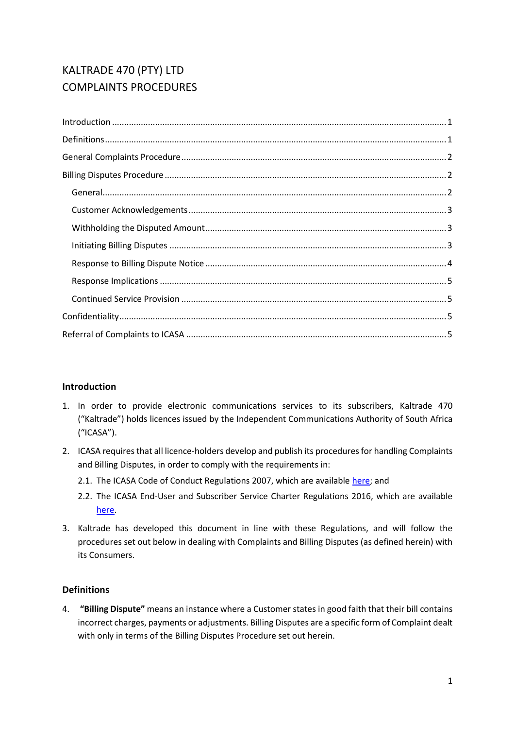# KALTRADE 470 (PTY) LTD
# COMPLAINTS PROCEDURES

Introduction ........................................................................................................................ 1

Definitions ........................................................................................................................... 1

General Complaints Procedure ........................................................................................... 2

Billing Disputes Procedure .................................................................................................. 2

- General ............................................................................................................................ 2
- Customer Acknowledgements ......................................................................................... 3
- Withholding the Disputed Amount .................................................................................. 3
- Initiating Billing Disputes ................................................................................................. 3
- Response to Billing Dispute Notice .................................................................................. 4
- Response Implications ..................................................................................................... 5
- Continued Service Provision ............................................................................................ 5

Confidentiality ..................................................................................................................... 5

Referral of Complaints to ICASA .......................................................................................... 5

## Introduction

1. In order to provide electronic communications services to its subscribers, Kaltrade 470 ("Kaltrade") holds licences issued by the Independent Communications Authority of South Africa ("ICASA").
2. ICASA requires that all licence-holders develop and publish its procedures for handling Complaints and Billing Disputes, in order to comply with the requirements in:
   - 2.1. The ICASA Code of Conduct Regulations 2007, which are available here; and
   - 2.2. The ICASA End-User and Subscriber Service Charter Regulations 2016, which are available here.
3. Kaltrade has developed this document in line with these Regulations, and will follow the procedures set out below in dealing with Complaints and Billing Disputes (as defined herein) with its Consumers.

## Definitions

4. **"Billing Dispute"** means an instance where a Customer states in good faith that their bill contains incorrect charges, payments or adjustments. Billing Disputes are a specific form of Complaint dealt with only in terms of the Billing Disputes Procedure set out herein.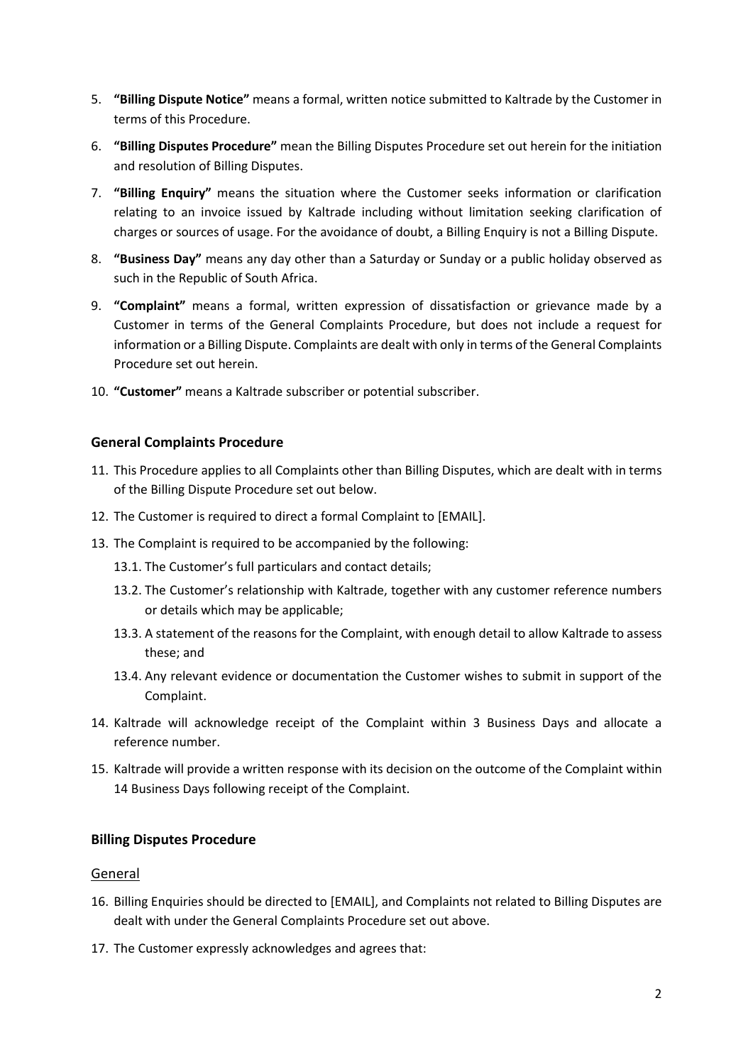5. **"Billing Dispute Notice"** means a formal, written notice submitted to Kaltrade by the Customer in terms of this Procedure.

6. **"Billing Disputes Procedure"** mean the Billing Disputes Procedure set out herein for the initiation and resolution of Billing Disputes.

7. **"Billing Enquiry"** means the situation where the Customer seeks information or clarification relating to an invoice issued by Kaltrade including without limitation seeking clarification of charges or sources of usage. For the avoidance of doubt, a Billing Enquiry is not a Billing Dispute.

8. **"Business Day"** means any day other than a Saturday or Sunday or a public holiday observed as such in the Republic of South Africa.

9. **"Complaint"** means a formal, written expression of dissatisfaction or grievance made by a Customer in terms of the General Complaints Procedure, but does not include a request for information or a Billing Dispute. Complaints are dealt with only in terms of the General Complaints Procedure set out herein.

10. **"Customer"** means a Kaltrade subscriber or potential subscriber.

### General Complaints Procedure

11. This Procedure applies to all Complaints other than Billing Disputes, which are dealt with in terms of the Billing Dispute Procedure set out below.

12. The Customer is required to direct a formal Complaint to [EMAIL].

13. The Complaint is required to be accompanied by the following:

    13.1. The Customer's full particulars and contact details;

    13.2. The Customer's relationship with Kaltrade, together with any customer reference numbers or details which may be applicable;

    13.3. A statement of the reasons for the Complaint, with enough detail to allow Kaltrade to assess these; and

    13.4. Any relevant evidence or documentation the Customer wishes to submit in support of the Complaint.

14. Kaltrade will acknowledge receipt of the Complaint within 3 Business Days and allocate a reference number.

15. Kaltrade will provide a written response with its decision on the outcome of the Complaint within 14 Business Days following receipt of the Complaint.

### Billing Disputes Procedure

#### General

16. Billing Enquiries should be directed to [EMAIL], and Complaints not related to Billing Disputes are dealt with under the General Complaints Procedure set out above.

17. The Customer expressly acknowledges and agrees that: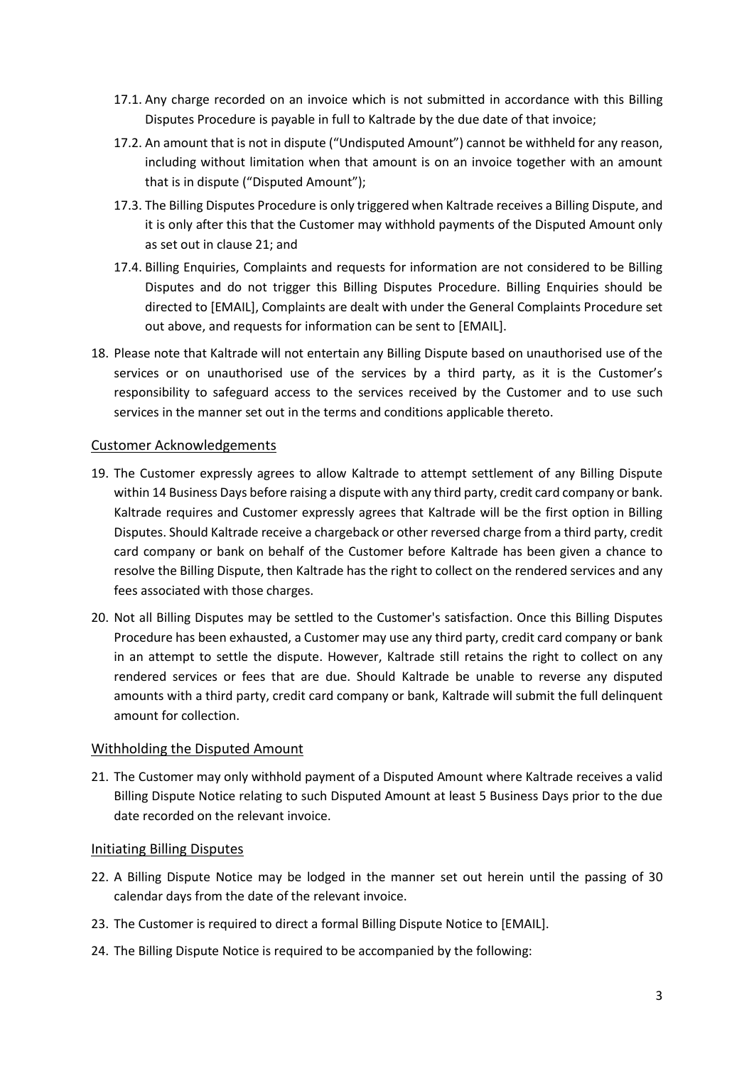17.1. Any charge recorded on an invoice which is not submitted in accordance with this Billing Disputes Procedure is payable in full to Kaltrade by the due date of that invoice;

17.2. An amount that is not in dispute ("Undisputed Amount") cannot be withheld for any reason, including without limitation when that amount is on an invoice together with an amount that is in dispute ("Disputed Amount");

17.3. The Billing Disputes Procedure is only triggered when Kaltrade receives a Billing Dispute, and it is only after this that the Customer may withhold payments of the Disputed Amount only as set out in clause 21; and

17.4. Billing Enquiries, Complaints and requests for information are not considered to be Billing Disputes and do not trigger this Billing Disputes Procedure. Billing Enquiries should be directed to [EMAIL], Complaints are dealt with under the General Complaints Procedure set out above, and requests for information can be sent to [EMAIL].

18. Please note that Kaltrade will not entertain any Billing Dispute based on unauthorised use of the services or on unauthorised use of the services by a third party, as it is the Customer's responsibility to safeguard access to the services received by the Customer and to use such services in the manner set out in the terms and conditions applicable thereto.

## Customer Acknowledgements

19. The Customer expressly agrees to allow Kaltrade to attempt settlement of any Billing Dispute within 14 Business Days before raising a dispute with any third party, credit card company or bank. Kaltrade requires and Customer expressly agrees that Kaltrade will be the first option in Billing Disputes. Should Kaltrade receive a chargeback or other reversed charge from a third party, credit card company or bank on behalf of the Customer before Kaltrade has been given a chance to resolve the Billing Dispute, then Kaltrade has the right to collect on the rendered services and any fees associated with those charges.

20. Not all Billing Disputes may be settled to the Customer's satisfaction. Once this Billing Disputes Procedure has been exhausted, a Customer may use any third party, credit card company or bank in an attempt to settle the dispute. However, Kaltrade still retains the right to collect on any rendered services or fees that are due. Should Kaltrade be unable to reverse any disputed amounts with a third party, credit card company or bank, Kaltrade will submit the full delinquent amount for collection.

## Withholding the Disputed Amount

21. The Customer may only withhold payment of a Disputed Amount where Kaltrade receives a valid Billing Dispute Notice relating to such Disputed Amount at least 5 Business Days prior to the due date recorded on the relevant invoice.

## Initiating Billing Disputes

22. A Billing Dispute Notice may be lodged in the manner set out herein until the passing of 30 calendar days from the date of the relevant invoice.

23. The Customer is required to direct a formal Billing Dispute Notice to [EMAIL].

24. The Billing Dispute Notice is required to be accompanied by the following: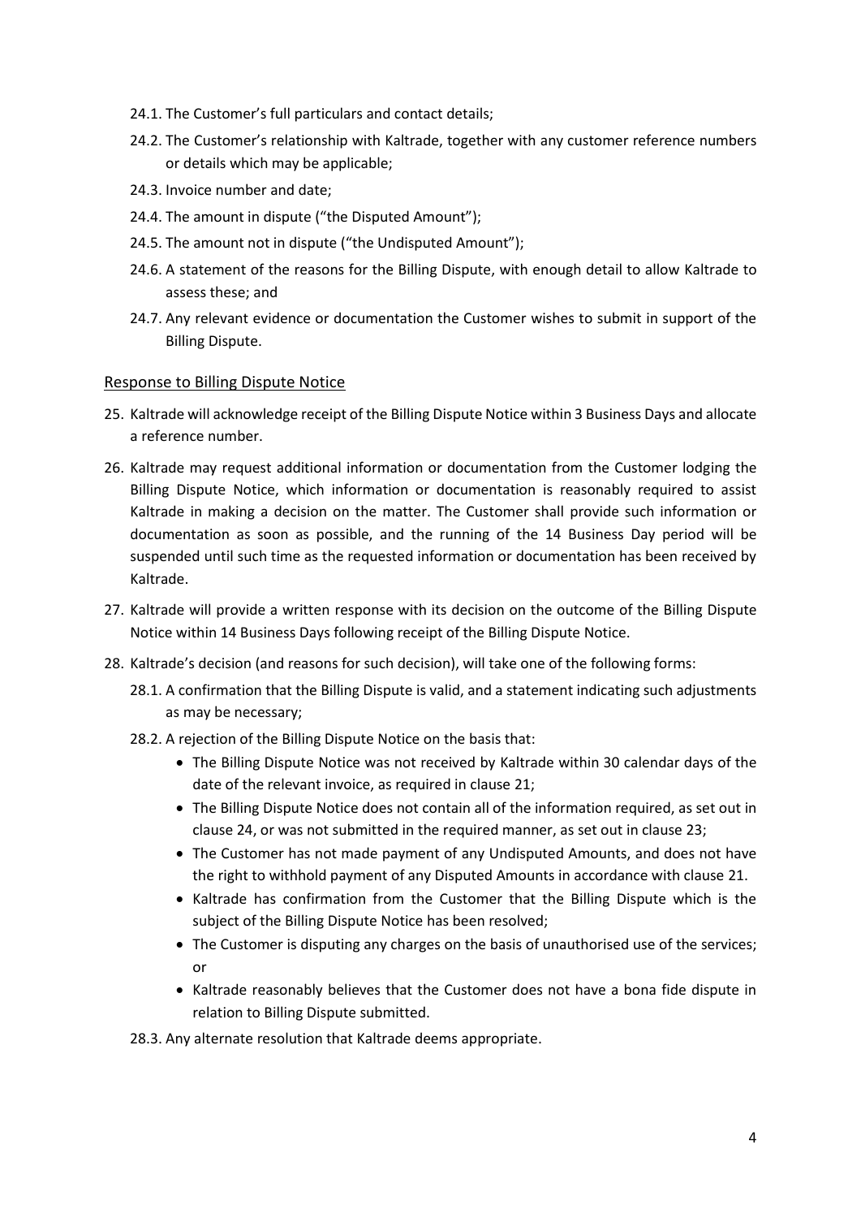24.1. The Customer's full particulars and contact details;

24.2. The Customer's relationship with Kaltrade, together with any customer reference numbers or details which may be applicable;

24.3. Invoice number and date;

24.4. The amount in dispute ("the Disputed Amount");

24.5. The amount not in dispute ("the Undisputed Amount");

24.6. A statement of the reasons for the Billing Dispute, with enough detail to allow Kaltrade to assess these; and

24.7. Any relevant evidence or documentation the Customer wishes to submit in support of the Billing Dispute.

## Response to Billing Dispute Notice

25. Kaltrade will acknowledge receipt of the Billing Dispute Notice within 3 Business Days and allocate a reference number.

26. Kaltrade may request additional information or documentation from the Customer lodging the Billing Dispute Notice, which information or documentation is reasonably required to assist Kaltrade in making a decision on the matter. The Customer shall provide such information or documentation as soon as possible, and the running of the 14 Business Day period will be suspended until such time as the requested information or documentation has been received by Kaltrade.

27. Kaltrade will provide a written response with its decision on the outcome of the Billing Dispute Notice within 14 Business Days following receipt of the Billing Dispute Notice.

28. Kaltrade's decision (and reasons for such decision), will take one of the following forms:

    28.1. A confirmation that the Billing Dispute is valid, and a statement indicating such adjustments as may be necessary;

    28.2. A rejection of the Billing Dispute Notice on the basis that:

    - The Billing Dispute Notice was not received by Kaltrade within 30 calendar days of the date of the relevant invoice, as required in clause 21;
    - The Billing Dispute Notice does not contain all of the information required, as set out in clause 24, or was not submitted in the required manner, as set out in clause 23;
    - The Customer has not made payment of any Undisputed Amounts, and does not have the right to withhold payment of any Disputed Amounts in accordance with clause 21.
    - Kaltrade has confirmation from the Customer that the Billing Dispute which is the subject of the Billing Dispute Notice has been resolved;
    - The Customer is disputing any charges on the basis of unauthorised use of the services; or
    - Kaltrade reasonably believes that the Customer does not have a bona fide dispute in relation to Billing Dispute submitted.

    28.3. Any alternate resolution that Kaltrade deems appropriate.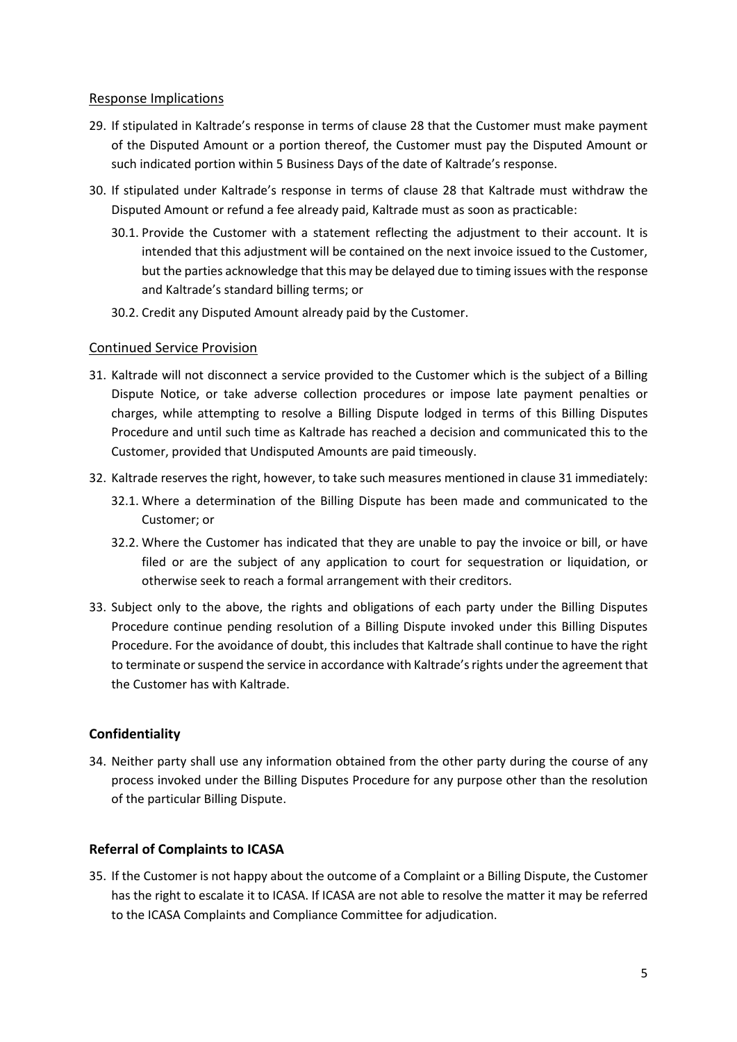### Response Implications

29. If stipulated in Kaltrade's response in terms of clause 28 that the Customer must make payment of the Disputed Amount or a portion thereof, the Customer must pay the Disputed Amount or such indicated portion within 5 Business Days of the date of Kaltrade's response.

30. If stipulated under Kaltrade's response in terms of clause 28 that Kaltrade must withdraw the Disputed Amount or refund a fee already paid, Kaltrade must as soon as practicable:

    30.1. Provide the Customer with a statement reflecting the adjustment to their account. It is intended that this adjustment will be contained on the next invoice issued to the Customer, but the parties acknowledge that this may be delayed due to timing issues with the response and Kaltrade's standard billing terms; or

    30.2. Credit any Disputed Amount already paid by the Customer.

### Continued Service Provision

31. Kaltrade will not disconnect a service provided to the Customer which is the subject of a Billing Dispute Notice, or take adverse collection procedures or impose late payment penalties or charges, while attempting to resolve a Billing Dispute lodged in terms of this Billing Disputes Procedure and until such time as Kaltrade has reached a decision and communicated this to the Customer, provided that Undisputed Amounts are paid timeously.

32. Kaltrade reserves the right, however, to take such measures mentioned in clause 31 immediately:

    32.1. Where a determination of the Billing Dispute has been made and communicated to the Customer; or

    32.2. Where the Customer has indicated that they are unable to pay the invoice or bill, or have filed or are the subject of any application to court for sequestration or liquidation, or otherwise seek to reach a formal arrangement with their creditors.

33. Subject only to the above, the rights and obligations of each party under the Billing Disputes Procedure continue pending resolution of a Billing Dispute invoked under this Billing Disputes Procedure. For the avoidance of doubt, this includes that Kaltrade shall continue to have the right to terminate or suspend the service in accordance with Kaltrade's rights under the agreement that the Customer has with Kaltrade.

## Confidentiality

34. Neither party shall use any information obtained from the other party during the course of any process invoked under the Billing Disputes Procedure for any purpose other than the resolution of the particular Billing Dispute.

## Referral of Complaints to ICASA

35. If the Customer is not happy about the outcome of a Complaint or a Billing Dispute, the Customer has the right to escalate it to ICASA. If ICASA are not able to resolve the matter it may be referred to the ICASA Complaints and Compliance Committee for adjudication.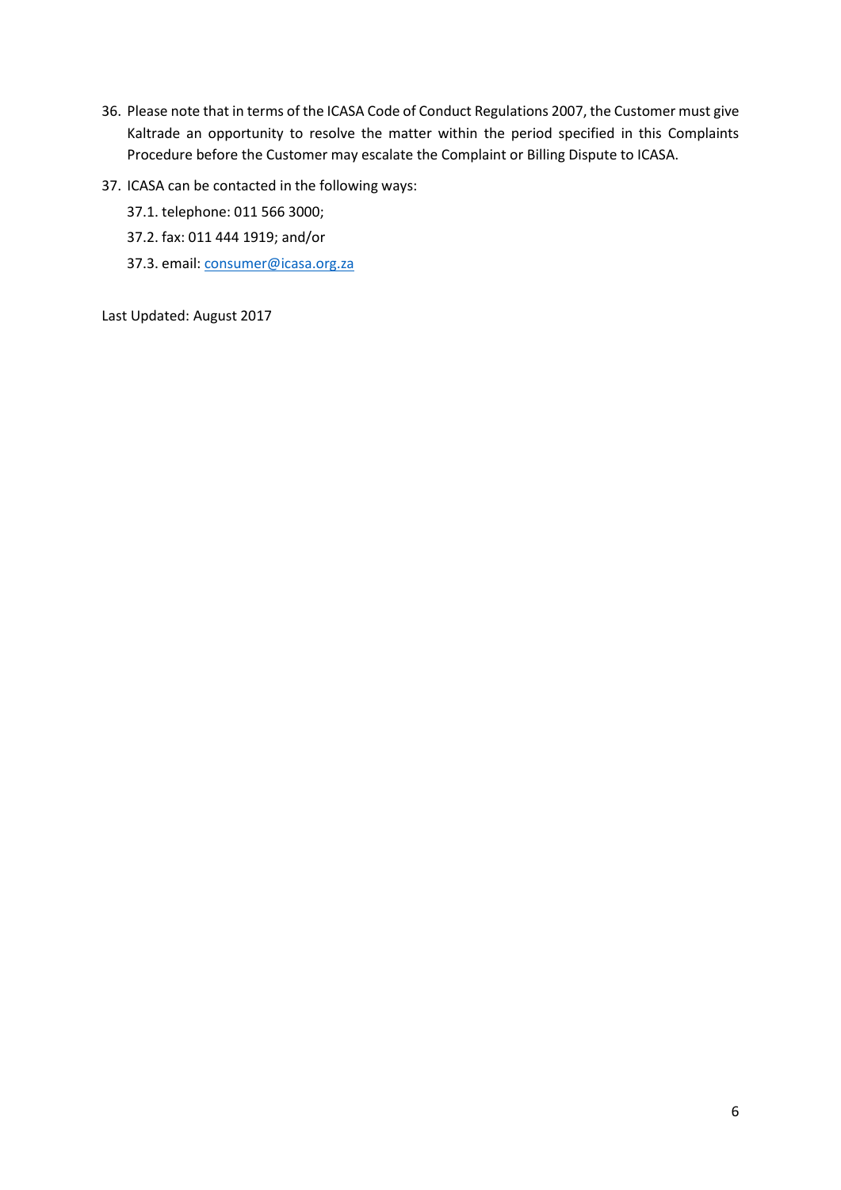36. Please note that in terms of the ICASA Code of Conduct Regulations 2007, the Customer must give Kaltrade an opportunity to resolve the matter within the period specified in this Complaints Procedure before the Customer may escalate the Complaint or Billing Dispute to ICASA.

37. ICASA can be contacted in the following ways:

    37.1. telephone: 011 566 3000;

    37.2. fax: 011 444 1919; and/or

    37.3. email: consumer@icasa.org.za

Last Updated: August 2017